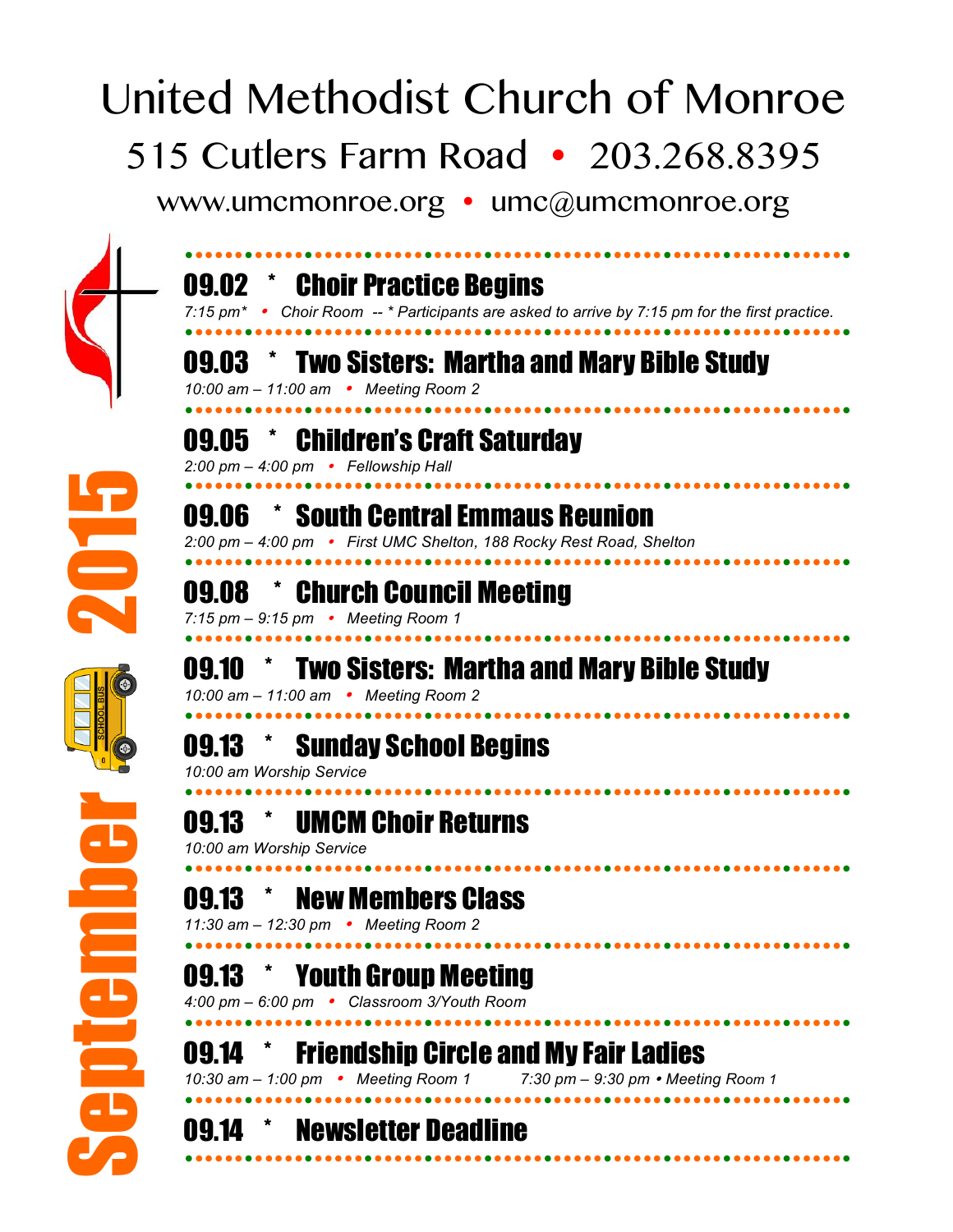# United Methodist Church of Monroe

515 Cutlers Farm Road • 203.268.8395

www.umcmonroe.org • umc@umcmonroe.org

September 2015

## 09.02 * Choir Practice Begins

*7:15 pm* • Choir Room -- * Participants are asked to arrive by 7:15 pm for the first practice.*

## 09.03 * Two Sisters: Martha and Mary Bible Study

*10:00 am – 11:00 am • Meeting Room 2*

## 09.05 * Children's Craft Saturday

*2:00 pm – 4:00 pm • Fellowship Hall*

## 09.06 * South Central Emmaus Reunion

*2:00 pm – 4:00 pm • First UMC Shelton, 188 Rocky Rest Road, Shelton*

## 09.08 * Church Council Meeting

*7:15 pm – 9:15 pm • Meeting Room 1*

## 09.10 * Two Sisters: Martha and Mary Bible Study

*10:00 am – 11:00 am • Meeting Room 2*

## 09.13 * Sunday School Begins

*10:00 am Worship Service*

## 09.13 * UMCM Choir Returns

*10:00 am Worship Service*

## 09.13 * New Members Class

*11:30 am – 12:30 pm • Meeting Room 2*

## 09.13 * Youth Group Meeting

*4:00 pm – 6:00 pm • Classroom 3/Youth Room*

## 09.14 * Friendship Circle and My Fair Ladies

*10:30 am – 1:00 pm • Meeting Room 1* *7:30 pm – 9:30 pm • Meeting Room 1*

## 09.14 * Newsletter Deadline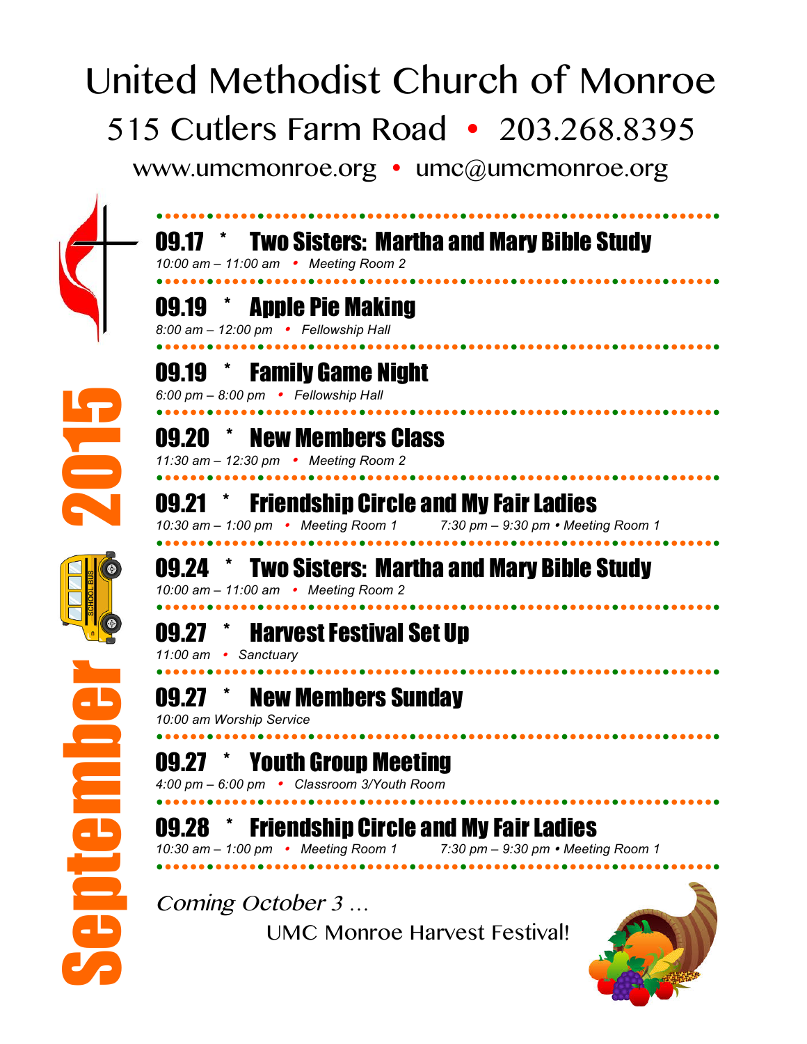# United Methodist Church of Monroe

515 Cutlers Farm Road • 203.268.8395

www.umcmonroe.org • umc@umcmonroe.org

September 2015

## 09.17 * Two Sisters: Martha and Mary Bible Study

*10:00 am – 11:00 am • Meeting Room 2*

## 09.19 * Apple Pie Making

*8:00 am – 12:00 pm • Fellowship Hall*

## 09.19 * Family Game Night

*6:00 pm – 8:00 pm • Fellowship Hall*

## 09.20 * New Members Class

*11:30 am – 12:30 pm • Meeting Room 2*

## 09.21 * Friendship Circle and My Fair Ladies

*10:30 am – 1:00 pm • Meeting Room 1 7:30 pm – 9:30 pm • Meeting Room 1*

## 09.24 * Two Sisters: Martha and Mary Bible Study

*10:00 am – 11:00 am • Meeting Room 2*

## 09.27 * Harvest Festival Set Up

*11:00 am • Sanctuary*

## 09.27 * New Members Sunday

*10:00 am Worship Service*

## 09.27 * Youth Group Meeting

*4:00 pm – 6:00 pm • Classroom 3/Youth Room*

## 09.28 * Friendship Circle and My Fair Ladies

*10:30 am – 1:00 pm • Meeting Room 1 7:30 pm – 9:30 pm • Meeting Room 1*

*Coming October 3 …*

UMC Monroe Harvest Festival!